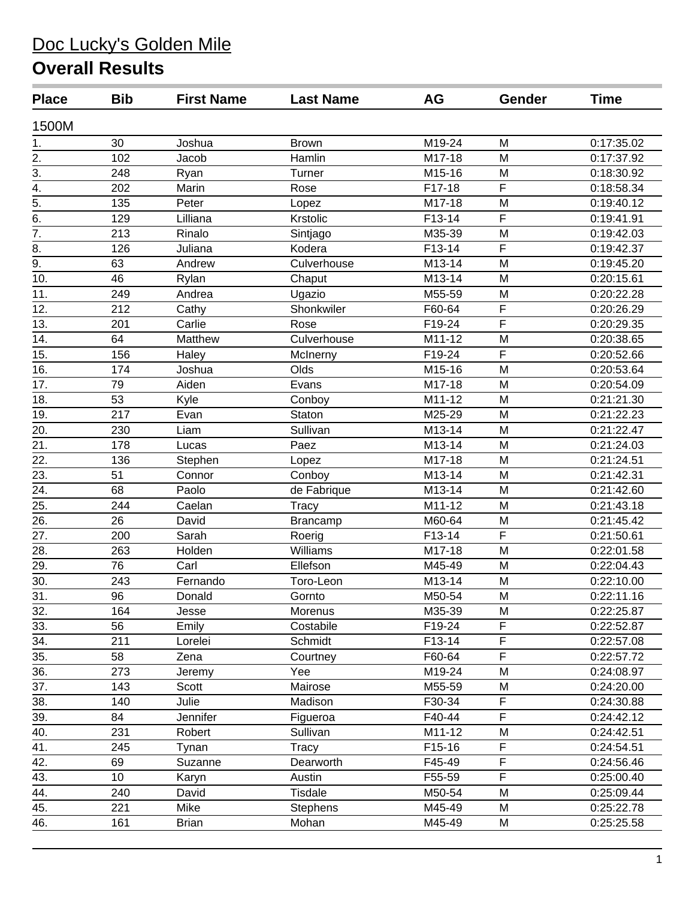# Doc Lucky's Golden Mile

## Overall Results

| Place | Bib | First Name | Last Name | AG | Gender | Time |
|---|---|---|---|---|---|---|
| **1500M** | | | | | | |
| 1. | 30 | Joshua | Brown | M19-24 | M | 0:17:35.02 |
| 2. | 102 | Jacob | Hamlin | M17-18 | M | 0:17:37.92 |
| 3. | 248 | Ryan | Turner | M15-16 | M | 0:18:30.92 |
| 4. | 202 | Marin | Rose | F17-18 | F | 0:18:58.34 |
| 5. | 135 | Peter | Lopez | M17-18 | M | 0:19:40.12 |
| 6. | 129 | Lilliana | Krstolic | F13-14 | F | 0:19:41.91 |
| 7. | 213 | Rinalo | Sintjago | M35-39 | M | 0:19:42.03 |
| 8. | 126 | Juliana | Kodera | F13-14 | F | 0:19:42.37 |
| 9. | 63 | Andrew | Culverhouse | M13-14 | M | 0:19:45.20 |
| 10. | 46 | Rylan | Chaput | M13-14 | M | 0:20:15.61 |
| 11. | 249 | Andrea | Ugazio | M55-59 | M | 0:20:22.28 |
| 12. | 212 | Cathy | Shonkwiler | F60-64 | F | 0:20:26.29 |
| 13. | 201 | Carlie | Rose | F19-24 | F | 0:20:29.35 |
| 14. | 64 | Matthew | Culverhouse | M11-12 | M | 0:20:38.65 |
| 15. | 156 | Haley | McInerny | F19-24 | F | 0:20:52.66 |
| 16. | 174 | Joshua | Olds | M15-16 | M | 0:20:53.64 |
| 17. | 79 | Aiden | Evans | M17-18 | M | 0:20:54.09 |
| 18. | 53 | Kyle | Conboy | M11-12 | M | 0:21:21.30 |
| 19. | 217 | Evan | Staton | M25-29 | M | 0:21:22.23 |
| 20. | 230 | Liam | Sullivan | M13-14 | M | 0:21:22.47 |
| 21. | 178 | Lucas | Paez | M13-14 | M | 0:21:24.03 |
| 22. | 136 | Stephen | Lopez | M17-18 | M | 0:21:24.51 |
| 23. | 51 | Connor | Conboy | M13-14 | M | 0:21:42.31 |
| 24. | 68 | Paolo | de Fabrique | M13-14 | M | 0:21:42.60 |
| 25. | 244 | Caelan | Tracy | M11-12 | M | 0:21:43.18 |
| 26. | 26 | David | Brancamp | M60-64 | M | 0:21:45.42 |
| 27. | 200 | Sarah | Roerig | F13-14 | F | 0:21:50.61 |
| 28. | 263 | Holden | Williams | M17-18 | M | 0:22:01.58 |
| 29. | 76 | Carl | Ellefson | M45-49 | M | 0:22:04.43 |
| 30. | 243 | Fernando | Toro-Leon | M13-14 | M | 0:22:10.00 |
| 31. | 96 | Donald | Gornto | M50-54 | M | 0:22:11.16 |
| 32. | 164 | Jesse | Morenus | M35-39 | M | 0:22:25.87 |
| 33. | 56 | Emily | Costabile | F19-24 | F | 0:22:52.87 |
| 34. | 211 | Lorelei | Schmidt | F13-14 | F | 0:22:57.08 |
| 35. | 58 | Zena | Courtney | F60-64 | F | 0:22:57.72 |
| 36. | 273 | Jeremy | Yee | M19-24 | M | 0:24:08.97 |
| 37. | 143 | Scott | Mairose | M55-59 | M | 0:24:20.00 |
| 38. | 140 | Julie | Madison | F30-34 | F | 0:24:30.88 |
| 39. | 84 | Jennifer | Figueroa | F40-44 | F | 0:24:42.12 |
| 40. | 231 | Robert | Sullivan | M11-12 | M | 0:24:42.51 |
| 41. | 245 | Tynan | Tracy | F15-16 | F | 0:24:54.51 |
| 42. | 69 | Suzanne | Dearworth | F45-49 | F | 0:24:56.46 |
| 43. | 10 | Karyn | Austin | F55-59 | F | 0:25:00.40 |
| 44. | 240 | David | Tisdale | M50-54 | M | 0:25:09.44 |
| 45. | 221 | Mike | Stephens | M45-49 | M | 0:25:22.78 |
| 46. | 161 | Brian | Mohan | M45-49 | M | 0:25:25.58 |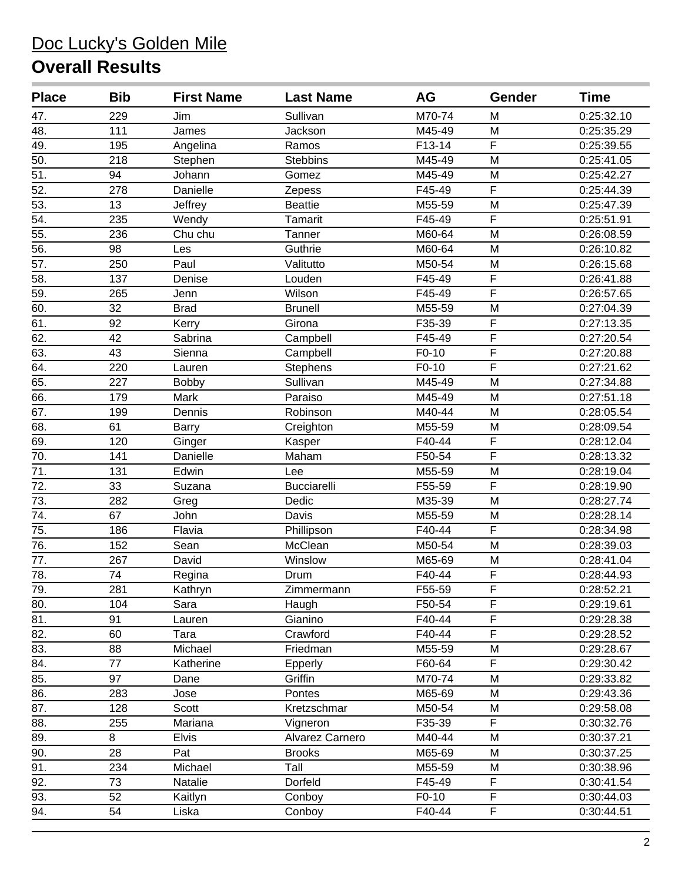# Doc Lucky's Golden Mile

## Overall Results

| Place | Bib | First Name | Last Name | AG | Gender | Time |
|---|---|---|---|---|---|---|
| 47. | 229 | Jim | Sullivan | M70-74 | M | 0:25:32.10 |
| 48. | 111 | James | Jackson | M45-49 | M | 0:25:35.29 |
| 49. | 195 | Angelina | Ramos | F13-14 | F | 0:25:39.55 |
| 50. | 218 | Stephen | Stebbins | M45-49 | M | 0:25:41.05 |
| 51. | 94 | Johann | Gomez | M45-49 | M | 0:25:42.27 |
| 52. | 278 | Danielle | Zepess | F45-49 | F | 0:25:44.39 |
| 53. | 13 | Jeffrey | Beattie | M55-59 | M | 0:25:47.39 |
| 54. | 235 | Wendy | Tamarit | F45-49 | F | 0:25:51.91 |
| 55. | 236 | Chu chu | Tanner | M60-64 | M | 0:26:08.59 |
| 56. | 98 | Les | Guthrie | M60-64 | M | 0:26:10.82 |
| 57. | 250 | Paul | Valitutto | M50-54 | M | 0:26:15.68 |
| 58. | 137 | Denise | Louden | F45-49 | F | 0:26:41.88 |
| 59. | 265 | Jenn | Wilson | F45-49 | F | 0:26:57.65 |
| 60. | 32 | Brad | Brunell | M55-59 | M | 0:27:04.39 |
| 61. | 92 | Kerry | Girona | F35-39 | F | 0:27:13.35 |
| 62. | 42 | Sabrina | Campbell | F45-49 | F | 0:27:20.54 |
| 63. | 43 | Sienna | Campbell | F0-10 | F | 0:27:20.88 |
| 64. | 220 | Lauren | Stephens | F0-10 | F | 0:27:21.62 |
| 65. | 227 | Bobby | Sullivan | M45-49 | M | 0:27:34.88 |
| 66. | 179 | Mark | Paraiso | M45-49 | M | 0:27:51.18 |
| 67. | 199 | Dennis | Robinson | M40-44 | M | 0:28:05.54 |
| 68. | 61 | Barry | Creighton | M55-59 | M | 0:28:09.54 |
| 69. | 120 | Ginger | Kasper | F40-44 | F | 0:28:12.04 |
| 70. | 141 | Danielle | Maham | F50-54 | F | 0:28:13.32 |
| 71. | 131 | Edwin | Lee | M55-59 | M | 0:28:19.04 |
| 72. | 33 | Suzana | Bucciarelli | F55-59 | F | 0:28:19.90 |
| 73. | 282 | Greg | Dedic | M35-39 | M | 0:28:27.74 |
| 74. | 67 | John | Davis | M55-59 | M | 0:28:28.14 |
| 75. | 186 | Flavia | Phillipson | F40-44 | F | 0:28:34.98 |
| 76. | 152 | Sean | McClean | M50-54 | M | 0:28:39.03 |
| 77. | 267 | David | Winslow | M65-69 | M | 0:28:41.04 |
| 78. | 74 | Regina | Drum | F40-44 | F | 0:28:44.93 |
| 79. | 281 | Kathryn | Zimmermann | F55-59 | F | 0:28:52.21 |
| 80. | 104 | Sara | Haugh | F50-54 | F | 0:29:19.61 |
| 81. | 91 | Lauren | Gianino | F40-44 | F | 0:29:28.38 |
| 82. | 60 | Tara | Crawford | F40-44 | F | 0:29:28.52 |
| 83. | 88 | Michael | Friedman | M55-59 | M | 0:29:28.67 |
| 84. | 77 | Katherine | Epperly | F60-64 | F | 0:29:30.42 |
| 85. | 97 | Dane | Griffin | M70-74 | M | 0:29:33.82 |
| 86. | 283 | Jose | Pontes | M65-69 | M | 0:29:43.36 |
| 87. | 128 | Scott | Kretzschmar | M50-54 | M | 0:29:58.08 |
| 88. | 255 | Mariana | Vigneron | F35-39 | F | 0:30:32.76 |
| 89. | 8 | Elvis | Alvarez Carnero | M40-44 | M | 0:30:37.21 |
| 90. | 28 | Pat | Brooks | M65-69 | M | 0:30:37.25 |
| 91. | 234 | Michael | Tall | M55-59 | M | 0:30:38.96 |
| 92. | 73 | Natalie | Dorfeld | F45-49 | F | 0:30:41.54 |
| 93. | 52 | Kaitlyn | Conboy | F0-10 | F | 0:30:44.03 |
| 94. | 54 | Liska | Conboy | F40-44 | F | 0:30:44.51 |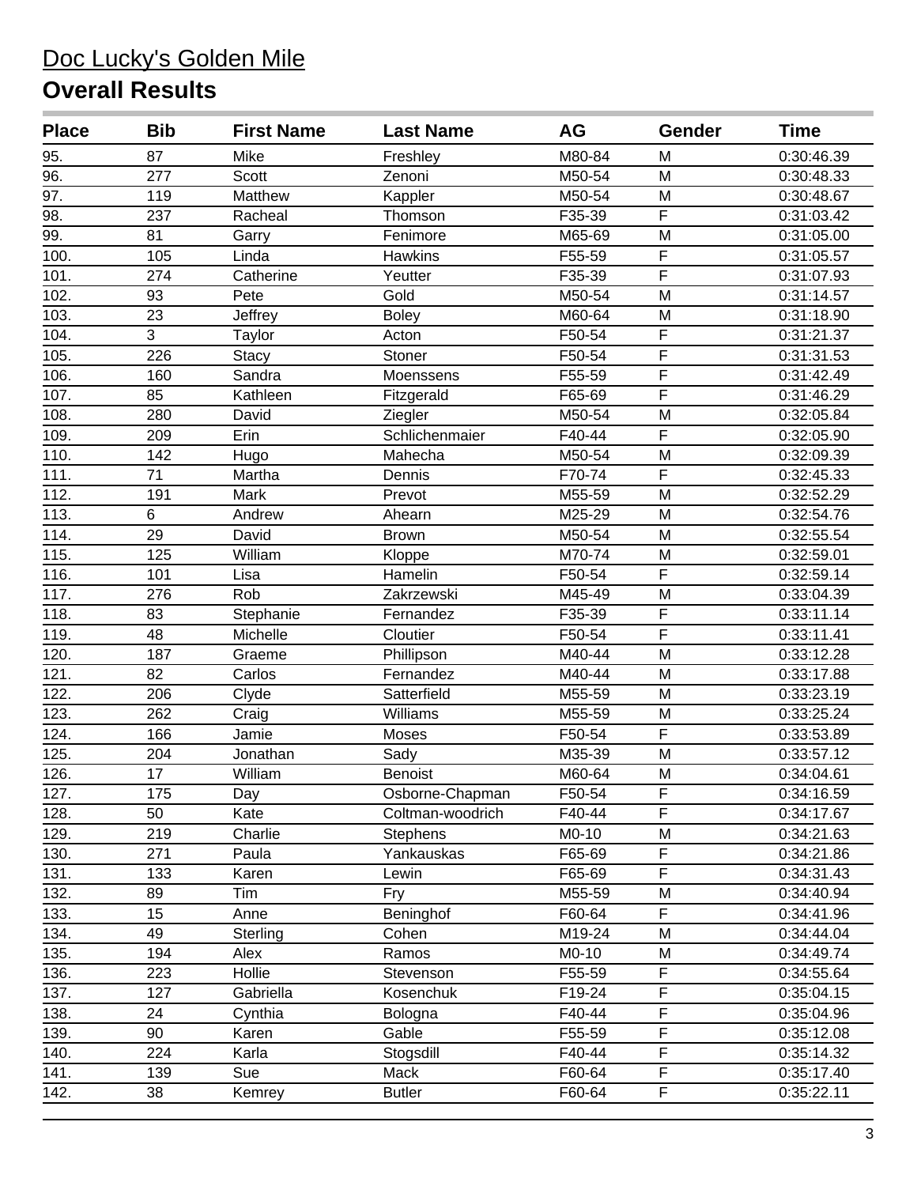# Doc Lucky's Golden Mile

## Overall Results

| Place | Bib | First Name | Last Name | AG | Gender | Time |
|---|---|---|---|---|---|---|
| 95. | 87 | Mike | Freshley | M80-84 | M | 0:30:46.39 |
| 96. | 277 | Scott | Zenoni | M50-54 | M | 0:30:48.33 |
| 97. | 119 | Matthew | Kappler | M50-54 | M | 0:30:48.67 |
| 98. | 237 | Racheal | Thomson | F35-39 | F | 0:31:03.42 |
| 99. | 81 | Garry | Fenimore | M65-69 | M | 0:31:05.00 |
| 100. | 105 | Linda | Hawkins | F55-59 | F | 0:31:05.57 |
| 101. | 274 | Catherine | Yeutter | F35-39 | F | 0:31:07.93 |
| 102. | 93 | Pete | Gold | M50-54 | M | 0:31:14.57 |
| 103. | 23 | Jeffrey | Boley | M60-64 | M | 0:31:18.90 |
| 104. | 3 | Taylor | Acton | F50-54 | F | 0:31:21.37 |
| 105. | 226 | Stacy | Stoner | F50-54 | F | 0:31:31.53 |
| 106. | 160 | Sandra | Moenssens | F55-59 | F | 0:31:42.49 |
| 107. | 85 | Kathleen | Fitzgerald | F65-69 | F | 0:31:46.29 |
| 108. | 280 | David | Ziegler | M50-54 | M | 0:32:05.84 |
| 109. | 209 | Erin | Schlichenmaier | F40-44 | F | 0:32:05.90 |
| 110. | 142 | Hugo | Mahecha | M50-54 | M | 0:32:09.39 |
| 111. | 71 | Martha | Dennis | F70-74 | F | 0:32:45.33 |
| 112. | 191 | Mark | Prevot | M55-59 | M | 0:32:52.29 |
| 113. | 6 | Andrew | Ahearn | M25-29 | M | 0:32:54.76 |
| 114. | 29 | David | Brown | M50-54 | M | 0:32:55.54 |
| 115. | 125 | William | Kloppe | M70-74 | M | 0:32:59.01 |
| 116. | 101 | Lisa | Hamelin | F50-54 | F | 0:32:59.14 |
| 117. | 276 | Rob | Zakrzewski | M45-49 | M | 0:33:04.39 |
| 118. | 83 | Stephanie | Fernandez | F35-39 | F | 0:33:11.14 |
| 119. | 48 | Michelle | Cloutier | F50-54 | F | 0:33:11.41 |
| 120. | 187 | Graeme | Phillipson | M40-44 | M | 0:33:12.28 |
| 121. | 82 | Carlos | Fernandez | M40-44 | M | 0:33:17.88 |
| 122. | 206 | Clyde | Satterfield | M55-59 | M | 0:33:23.19 |
| 123. | 262 | Craig | Williams | M55-59 | M | 0:33:25.24 |
| 124. | 166 | Jamie | Moses | F50-54 | F | 0:33:53.89 |
| 125. | 204 | Jonathan | Sady | M35-39 | M | 0:33:57.12 |
| 126. | 17 | William | Benoist | M60-64 | M | 0:34:04.61 |
| 127. | 175 | Day | Osborne-Chapman | F50-54 | F | 0:34:16.59 |
| 128. | 50 | Kate | Coltman-woodrich | F40-44 | F | 0:34:17.67 |
| 129. | 219 | Charlie | Stephens | M0-10 | M | 0:34:21.63 |
| 130. | 271 | Paula | Yankauskas | F65-69 | F | 0:34:21.86 |
| 131. | 133 | Karen | Lewin | F65-69 | F | 0:34:31.43 |
| 132. | 89 | Tim | Fry | M55-59 | M | 0:34:40.94 |
| 133. | 15 | Anne | Beninghof | F60-64 | F | 0:34:41.96 |
| 134. | 49 | Sterling | Cohen | M19-24 | M | 0:34:44.04 |
| 135. | 194 | Alex | Ramos | M0-10 | M | 0:34:49.74 |
| 136. | 223 | Hollie | Stevenson | F55-59 | F | 0:34:55.64 |
| 137. | 127 | Gabriella | Kosenchuk | F19-24 | F | 0:35:04.15 |
| 138. | 24 | Cynthia | Bologna | F40-44 | F | 0:35:04.96 |
| 139. | 90 | Karen | Gable | F55-59 | F | 0:35:12.08 |
| 140. | 224 | Karla | Stogsdill | F40-44 | F | 0:35:14.32 |
| 141. | 139 | Sue | Mack | F60-64 | F | 0:35:17.40 |
| 142. | 38 | Kemrey | Butler | F60-64 | F | 0:35:22.11 |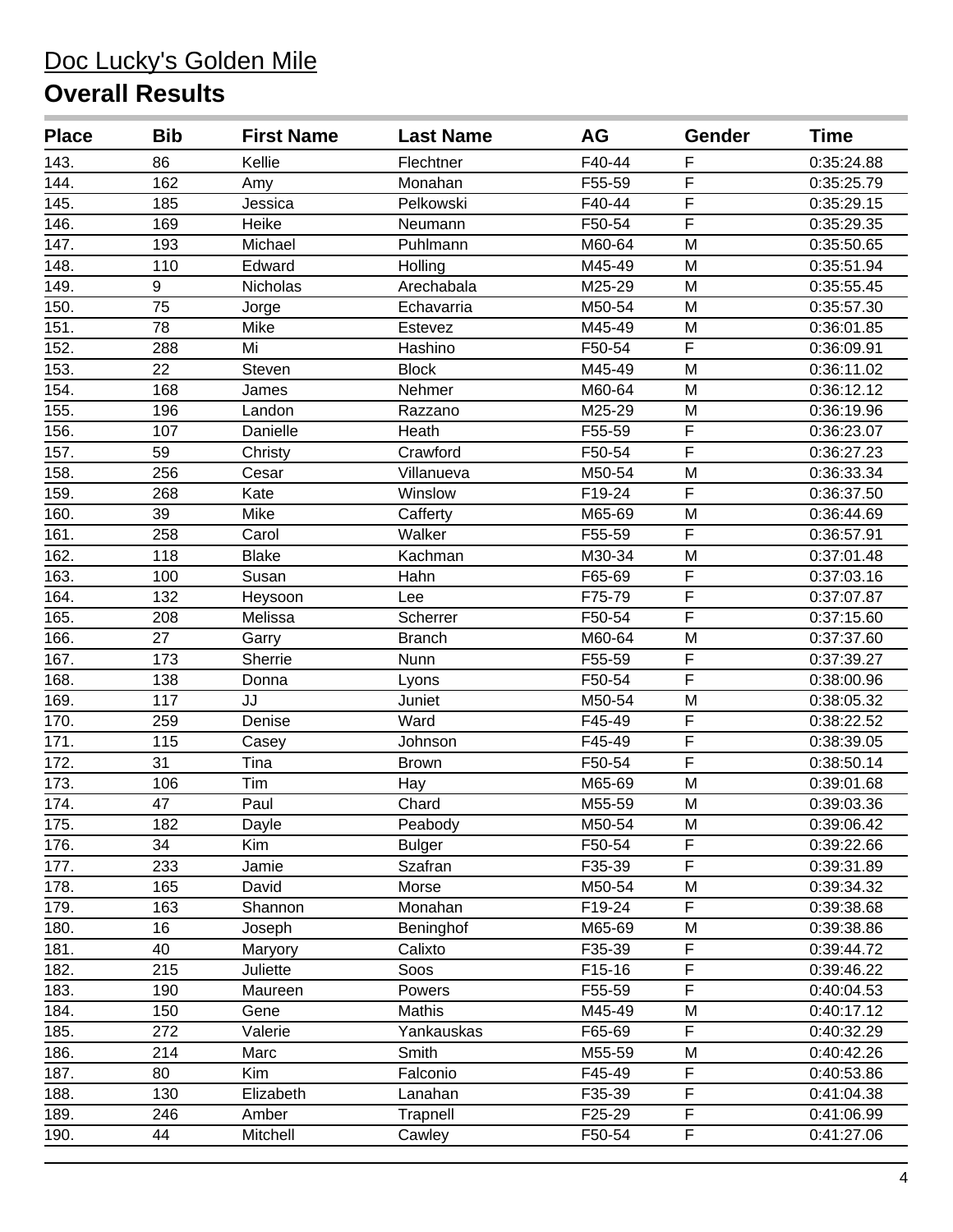# Doc Lucky's Golden Mile

## Overall Results

| Place | Bib | First Name | Last Name | AG | Gender | Time |
|---|---|---|---|---|---|---|
| 143. | 86 | Kellie | Flechtner | F40-44 | F | 0:35:24.88 |
| 144. | 162 | Amy | Monahan | F55-59 | F | 0:35:25.79 |
| 145. | 185 | Jessica | Pelkowski | F40-44 | F | 0:35:29.15 |
| 146. | 169 | Heike | Neumann | F50-54 | F | 0:35:29.35 |
| 147. | 193 | Michael | Puhlmann | M60-64 | M | 0:35:50.65 |
| 148. | 110 | Edward | Holling | M45-49 | M | 0:35:51.94 |
| 149. | 9 | Nicholas | Arechabala | M25-29 | M | 0:35:55.45 |
| 150. | 75 | Jorge | Echavarria | M50-54 | M | 0:35:57.30 |
| 151. | 78 | Mike | Estevez | M45-49 | M | 0:36:01.85 |
| 152. | 288 | Mi | Hashino | F50-54 | F | 0:36:09.91 |
| 153. | 22 | Steven | Block | M45-49 | M | 0:36:11.02 |
| 154. | 168 | James | Nehmer | M60-64 | M | 0:36:12.12 |
| 155. | 196 | Landon | Razzano | M25-29 | M | 0:36:19.96 |
| 156. | 107 | Danielle | Heath | F55-59 | F | 0:36:23.07 |
| 157. | 59 | Christy | Crawford | F50-54 | F | 0:36:27.23 |
| 158. | 256 | Cesar | Villanueva | M50-54 | M | 0:36:33.34 |
| 159. | 268 | Kate | Winslow | F19-24 | F | 0:36:37.50 |
| 160. | 39 | Mike | Cafferty | M65-69 | M | 0:36:44.69 |
| 161. | 258 | Carol | Walker | F55-59 | F | 0:36:57.91 |
| 162. | 118 | Blake | Kachman | M30-34 | M | 0:37:01.48 |
| 163. | 100 | Susan | Hahn | F65-69 | F | 0:37:03.16 |
| 164. | 132 | Heysoon | Lee | F75-79 | F | 0:37:07.87 |
| 165. | 208 | Melissa | Scherrer | F50-54 | F | 0:37:15.60 |
| 166. | 27 | Garry | Branch | M60-64 | M | 0:37:37.60 |
| 167. | 173 | Sherrie | Nunn | F55-59 | F | 0:37:39.27 |
| 168. | 138 | Donna | Lyons | F50-54 | F | 0:38:00.96 |
| 169. | 117 | JJ | Juniet | M50-54 | M | 0:38:05.32 |
| 170. | 259 | Denise | Ward | F45-49 | F | 0:38:22.52 |
| 171. | 115 | Casey | Johnson | F45-49 | F | 0:38:39.05 |
| 172. | 31 | Tina | Brown | F50-54 | F | 0:38:50.14 |
| 173. | 106 | Tim | Hay | M65-69 | M | 0:39:01.68 |
| 174. | 47 | Paul | Chard | M55-59 | M | 0:39:03.36 |
| 175. | 182 | Dayle | Peabody | M50-54 | M | 0:39:06.42 |
| 176. | 34 | Kim | Bulger | F50-54 | F | 0:39:22.66 |
| 177. | 233 | Jamie | Szafran | F35-39 | F | 0:39:31.89 |
| 178. | 165 | David | Morse | M50-54 | M | 0:39:34.32 |
| 179. | 163 | Shannon | Monahan | F19-24 | F | 0:39:38.68 |
| 180. | 16 | Joseph | Beninghof | M65-69 | M | 0:39:38.86 |
| 181. | 40 | Maryory | Calixto | F35-39 | F | 0:39:44.72 |
| 182. | 215 | Juliette | Soos | F15-16 | F | 0:39:46.22 |
| 183. | 190 | Maureen | Powers | F55-59 | F | 0:40:04.53 |
| 184. | 150 | Gene | Mathis | M45-49 | M | 0:40:17.12 |
| 185. | 272 | Valerie | Yankauskas | F65-69 | F | 0:40:32.29 |
| 186. | 214 | Marc | Smith | M55-59 | M | 0:40:42.26 |
| 187. | 80 | Kim | Falconio | F45-49 | F | 0:40:53.86 |
| 188. | 130 | Elizabeth | Lanahan | F35-39 | F | 0:41:04.38 |
| 189. | 246 | Amber | Trapnell | F25-29 | F | 0:41:06.99 |
| 190. | 44 | Mitchell | Cawley | F50-54 | F | 0:41:27.06 |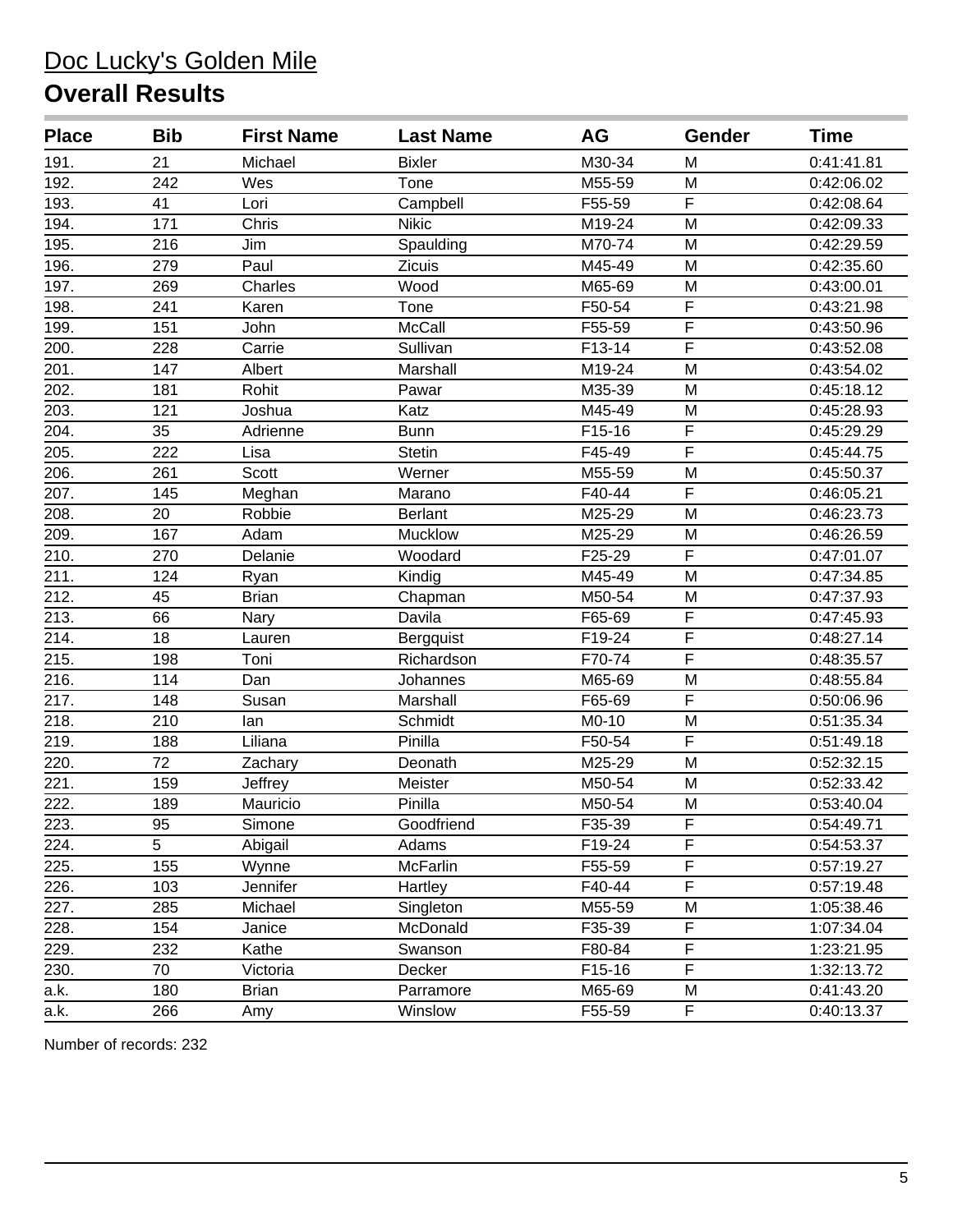# Doc Lucky's Golden Mile

## Overall Results

| Place | Bib | First Name | Last Name | AG | Gender | Time |
|---|---|---|---|---|---|---|
| 191. | 21 | Michael | Bixler | M30-34 | M | 0:41:41.81 |
| 192. | 242 | Wes | Tone | M55-59 | M | 0:42:06.02 |
| 193. | 41 | Lori | Campbell | F55-59 | F | 0:42:08.64 |
| 194. | 171 | Chris | Nikic | M19-24 | M | 0:42:09.33 |
| 195. | 216 | Jim | Spaulding | M70-74 | M | 0:42:29.59 |
| 196. | 279 | Paul | Zicuis | M45-49 | M | 0:42:35.60 |
| 197. | 269 | Charles | Wood | M65-69 | M | 0:43:00.01 |
| 198. | 241 | Karen | Tone | F50-54 | F | 0:43:21.98 |
| 199. | 151 | John | McCall | F55-59 | F | 0:43:50.96 |
| 200. | 228 | Carrie | Sullivan | F13-14 | F | 0:43:52.08 |
| 201. | 147 | Albert | Marshall | M19-24 | M | 0:43:54.02 |
| 202. | 181 | Rohit | Pawar | M35-39 | M | 0:45:18.12 |
| 203. | 121 | Joshua | Katz | M45-49 | M | 0:45:28.93 |
| 204. | 35 | Adrienne | Bunn | F15-16 | F | 0:45:29.29 |
| 205. | 222 | Lisa | Stetin | F45-49 | F | 0:45:44.75 |
| 206. | 261 | Scott | Werner | M55-59 | M | 0:45:50.37 |
| 207. | 145 | Meghan | Marano | F40-44 | F | 0:46:05.21 |
| 208. | 20 | Robbie | Berlant | M25-29 | M | 0:46:23.73 |
| 209. | 167 | Adam | Mucklow | M25-29 | M | 0:46:26.59 |
| 210. | 270 | Delanie | Woodard | F25-29 | F | 0:47:01.07 |
| 211. | 124 | Ryan | Kindig | M45-49 | M | 0:47:34.85 |
| 212. | 45 | Brian | Chapman | M50-54 | M | 0:47:37.93 |
| 213. | 66 | Nary | Davila | F65-69 | F | 0:47:45.93 |
| 214. | 18 | Lauren | Bergquist | F19-24 | F | 0:48:27.14 |
| 215. | 198 | Toni | Richardson | F70-74 | F | 0:48:35.57 |
| 216. | 114 | Dan | Johannes | M65-69 | M | 0:48:55.84 |
| 217. | 148 | Susan | Marshall | F65-69 | F | 0:50:06.96 |
| 218. | 210 | Ian | Schmidt | M0-10 | M | 0:51:35.34 |
| 219. | 188 | Liliana | Pinilla | F50-54 | F | 0:51:49.18 |
| 220. | 72 | Zachary | Deonath | M25-29 | M | 0:52:32.15 |
| 221. | 159 | Jeffrey | Meister | M50-54 | M | 0:52:33.42 |
| 222. | 189 | Mauricio | Pinilla | M50-54 | M | 0:53:40.04 |
| 223. | 95 | Simone | Goodfriend | F35-39 | F | 0:54:49.71 |
| 224. | 5 | Abigail | Adams | F19-24 | F | 0:54:53.37 |
| 225. | 155 | Wynne | McFarlin | F55-59 | F | 0:57:19.27 |
| 226. | 103 | Jennifer | Hartley | F40-44 | F | 0:57:19.48 |
| 227. | 285 | Michael | Singleton | M55-59 | M | 1:05:38.46 |
| 228. | 154 | Janice | McDonald | F35-39 | F | 1:07:34.04 |
| 229. | 232 | Kathe | Swanson | F80-84 | F | 1:23:21.95 |
| 230. | 70 | Victoria | Decker | F15-16 | F | 1:32:13.72 |
| a.k. | 180 | Brian | Parramore | M65-69 | M | 0:41:43.20 |
| a.k. | 266 | Amy | Winslow | F55-59 | F | 0:40:13.37 |

Number of records: 232